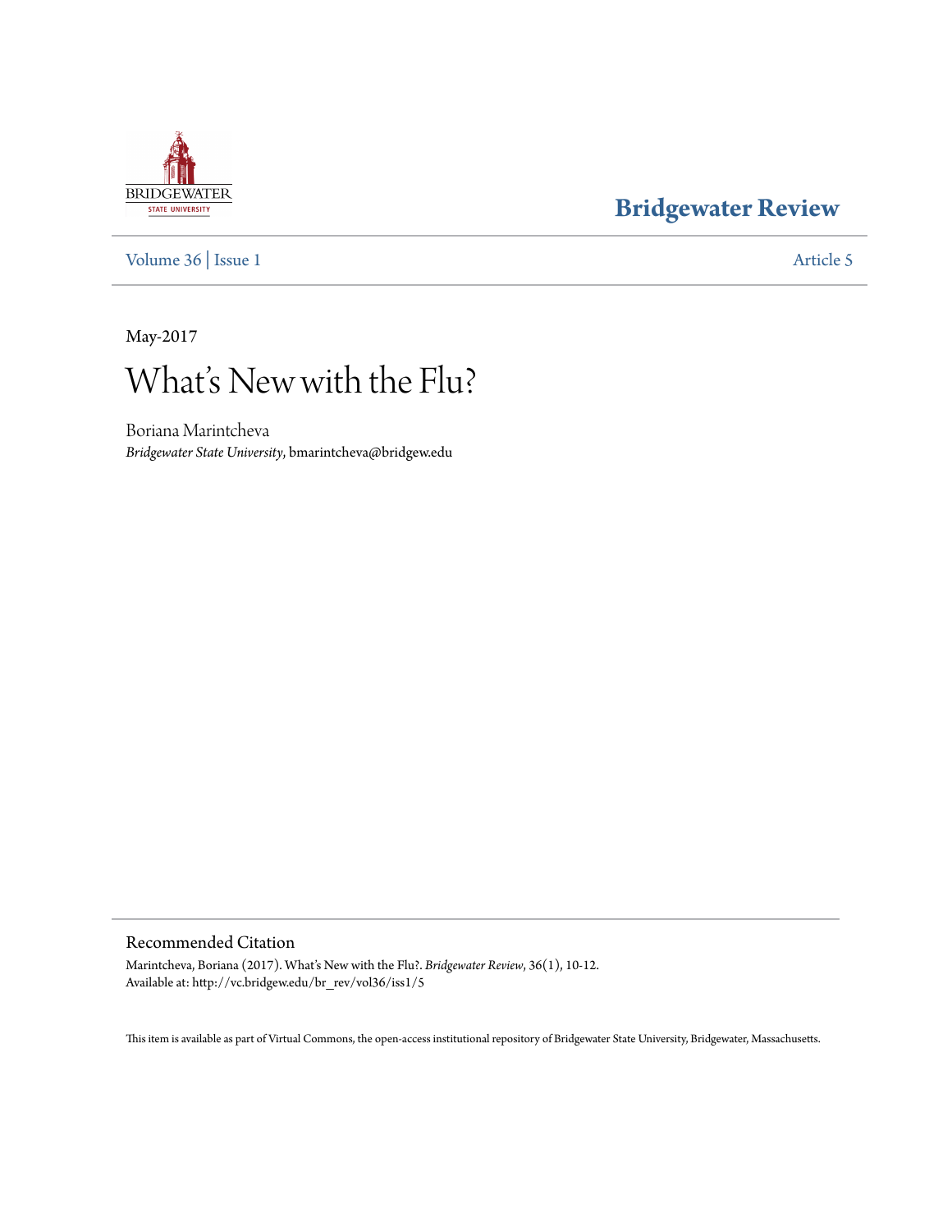Bridgewater Review

Volume 36 | Issue 1 Article 5

May-2017

# What's New with the Flu?

Boriana Marintcheva
*Bridgewater State University*, bmarintcheva@bridgew.edu

## Recommended Citation

Marintcheva, Boriana (2017). What's New with the Flu?. *Bridgewater Review*, 36(1), 10-12.
Available at: http://vc.bridgew.edu/br_rev/vol36/iss1/5

This item is available as part of Virtual Commons, the open-access institutional repository of Bridgewater State University, Bridgewater, Massachusetts.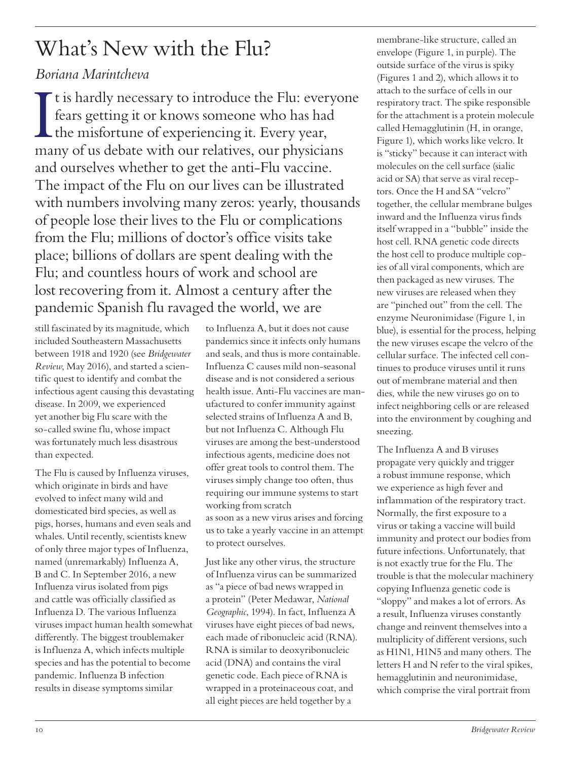# What's New with the Flu?

*Boriana Marintcheva*

It is hardly necessary to introduce the Flu: everyone fears getting it or knows someone who has had the misfortune of experiencing it. Every year, many of us debate with our relatives, our physicians and ourselves whether to get the anti-Flu vaccine. The impact of the Flu on our lives can be illustrated with numbers involving many zeros: yearly, thousands of people lose their lives to the Flu or complications from the Flu; millions of doctor's office visits take place; billions of dollars are spent dealing with the Flu; and countless hours of work and school are lost recovering from it. Almost a century after the pandemic Spanish flu ravaged the world, we are still fascinated by its magnitude, which included Southeastern Massachusetts between 1918 and 1920 (see *Bridgewater Review*, May 2016), and started a scientific quest to identify and combat the infectious agent causing this devastating disease. In 2009, we experienced yet another big Flu scare with the so-called swine flu, whose impact was fortunately much less disastrous than expected.

The Flu is caused by Influenza viruses, which originate in birds and have evolved to infect many wild and domesticated bird species, as well as pigs, horses, humans and even seals and whales. Until recently, scientists knew of only three major types of Influenza, named (unremarkably) Influenza A, B and C. In September 2016, a new Influenza virus isolated from pigs and cattle was officially classified as Influenza D. The various Influenza viruses impact human health somewhat differently. The biggest troublemaker is Influenza A, which infects multiple species and has the potential to become pandemic. Influenza B infection results in disease symptoms similar to Influenza A, but it does not cause pandemics since it infects only humans and seals, and thus is more containable. Influenza C causes mild non-seasonal disease and is not considered a serious health issue. Anti-Flu vaccines are manufactured to confer immunity against selected strains of Influenza A and B, but not Influenza C. Although Flu viruses are among the best-understood infectious agents, medicine does not offer great tools to control them. The viruses simply change too often, thus requiring our immune systems to start working from scratch as soon as a new virus arises and forcing us to take a yearly vaccine in an attempt to protect ourselves.

Just like any other virus, the structure of Influenza virus can be summarized as "a piece of bad news wrapped in a protein" (Peter Medawar, *National Geographic*, 1994). In fact, Influenza A viruses have eight pieces of bad news, each made of ribonucleic acid (RNA). RNA is similar to deoxyribonucleic acid (DNA) and contains the viral genetic code. Each piece of RNA is wrapped in a proteinaceous coat, and all eight pieces are held together by a membrane-like structure, called an envelope (Figure 1, in purple). The outside surface of the virus is spiky (Figures 1 and 2), which allows it to attach to the surface of cells in our respiratory tract. The spike responsible for the attachment is a protein molecule called Hemagglutinin (H, in orange, Figure 1), which works like velcro. It is "sticky" because it can interact with molecules on the cell surface (sialic acid or SA) that serve as viral receptors. Once the H and SA "velcro" together, the cellular membrane bulges inward and the Influenza virus finds itself wrapped in a "bubble" inside the host cell. RNA genetic code directs the host cell to produce multiple copies of all viral components, which are then packaged as new viruses. The new viruses are released when they are "pinched out" from the cell. The enzyme Neuronimidase (Figure 1, in blue), is essential for the process, helping the new viruses escape the velcro of the cellular surface. The infected cell continues to produce viruses until it runs out of membrane material and then dies, while the new viruses go on to infect neighboring cells or are released into the environment by coughing and sneezing.

The Influenza A and B viruses propagate very quickly and trigger a robust immune response, which we experience as high fever and inflammation of the respiratory tract. Normally, the first exposure to a virus or taking a vaccine will build immunity and protect our bodies from future infections. Unfortunately, that is not exactly true for the Flu. The trouble is that the molecular machinery copying Influenza genetic code is "sloppy" and makes a lot of errors. As a result, Influenza viruses constantly change and reinvent themselves into a multiplicity of different versions, such as H1N1, H1N5 and many others. The letters H and N refer to the viral spikes, hemagglutinin and neuronimidase, which comprise the viral portrait from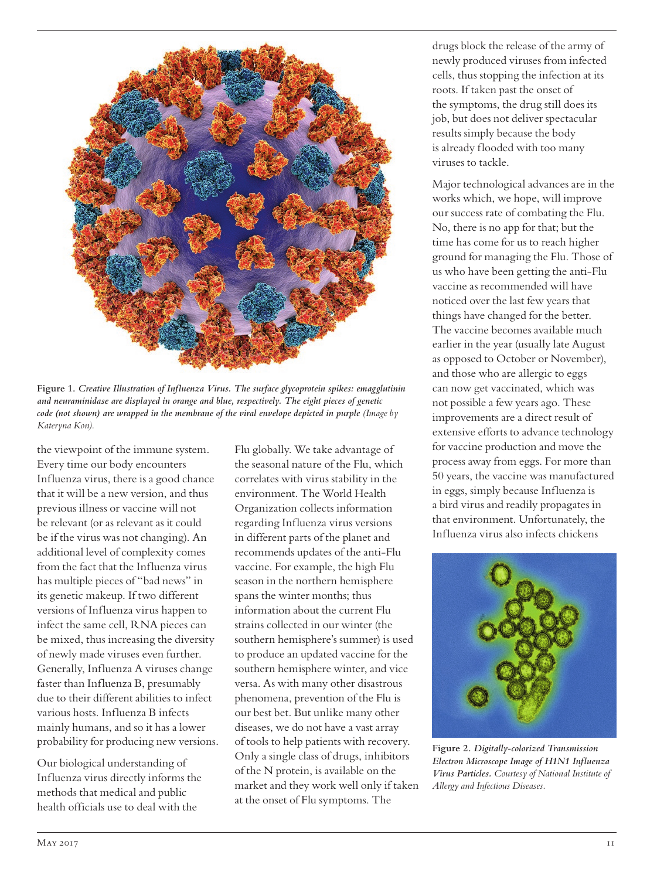Figure 1. *Creative Illustration of Influenza Virus. The surface glycoprotein spikes: emagglutinin and neuraminidase are displayed in orange and blue, respectively. The eight pieces of genetic code (not shown) are wrapped in the membrane of the viral envelope depicted in purple* (Image by Kateryna Kon).

the viewpoint of the immune system. Every time our body encounters Influenza virus, there is a good chance that it will be a new version, and thus previous illness or vaccine will not be relevant (or as relevant as it could be if the virus was not changing). An additional level of complexity comes from the fact that the Influenza virus has multiple pieces of "bad news" in its genetic makeup. If two different versions of Influenza virus happen to infect the same cell, RNA pieces can be mixed, thus increasing the diversity of newly made viruses even further. Generally, Influenza A viruses change faster than Influenza B, presumably due to their different abilities to infect various hosts. Influenza B infects mainly humans, and so it has a lower probability for producing new versions.

Our biological understanding of Influenza virus directly informs the methods that medical and public health officials use to deal with the Flu globally. We take advantage of the seasonal nature of the Flu, which correlates with virus stability in the environment. The World Health Organization collects information regarding Influenza virus versions in different parts of the planet and recommends updates of the anti-Flu vaccine. For example, the high Flu season in the northern hemisphere spans the winter months; thus information about the current Flu strains collected in our winter (the southern hemisphere's summer) is used to produce an updated vaccine for the southern hemisphere winter, and vice versa. As with many other disastrous phenomena, prevention of the Flu is our best bet. But unlike many other diseases, we do not have a vast array of tools to help patients with recovery. Only a single class of drugs, inhibitors of the N protein, is available on the market and they work well only if taken at the onset of Flu symptoms. The drugs block the release of the army of newly produced viruses from infected cells, thus stopping the infection at its roots. If taken past the onset of the symptoms, the drug still does its job, but does not deliver spectacular results simply because the body is already flooded with too many viruses to tackle.

Major technological advances are in the works which, we hope, will improve our success rate of combating the Flu. No, there is no app for that; but the time has come for us to reach higher ground for managing the Flu. Those of us who have been getting the anti-Flu vaccine as recommended will have noticed over the last few years that things have changed for the better. The vaccine becomes available much earlier in the year (usually late August as opposed to October or November), and those who are allergic to eggs can now get vaccinated, which was not possible a few years ago. These improvements are a direct result of extensive efforts to advance technology for vaccine production and move the process away from eggs. For more than 50 years, the vaccine was manufactured in eggs, simply because Influenza is a bird virus and readily propagates in that environment. Unfortunately, the Influenza virus also infects chickens

Figure 2. *Digitally-colorized Transmission Electron Microscope Image of H1N1 Influenza Virus Particles.* Courtesy of National Institute of Allergy and Infectious Diseases.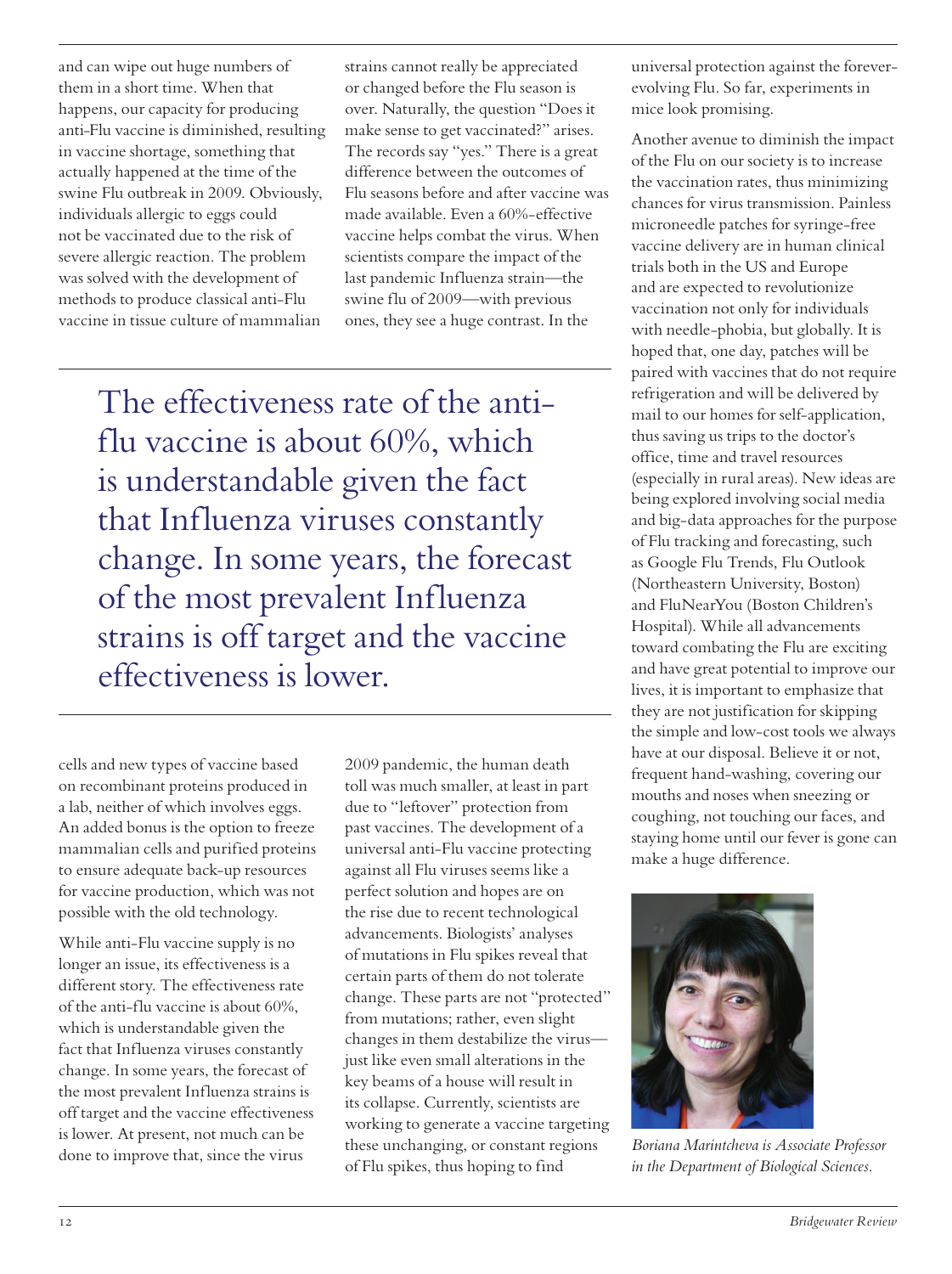and can wipe out huge numbers of them in a short time. When that happens, our capacity for producing anti-Flu vaccine is diminished, resulting in vaccine shortage, something that actually happened at the time of the swine Flu outbreak in 2009. Obviously, individuals allergic to eggs could not be vaccinated due to the risk of severe allergic reaction. The problem was solved with the development of methods to produce classical anti-Flu vaccine in tissue culture of mammalian cells and new types of vaccine based on recombinant proteins produced in a lab, neither of which involves eggs. An added bonus is the option to freeze mammalian cells and purified proteins to ensure adequate back-up resources for vaccine production, which was not possible with the old technology.

While anti-Flu vaccine supply is no longer an issue, its effectiveness is a different story. The effectiveness rate of the anti-flu vaccine is about 60%, which is understandable given the fact that Influenza viruses constantly change. In some years, the forecast of the most prevalent Influenza strains is off target and the vaccine effectiveness is lower. At present, not much can be done to improve that, since the virus strains cannot really be appreciated or changed before the Flu season is over. Naturally, the question "Does it make sense to get vaccinated?" arises. The records say "yes." There is a great difference between the outcomes of Flu seasons before and after vaccine was made available. Even a 60%-effective vaccine helps combat the virus. When scientists compare the impact of the last pandemic Influenza strain—the swine flu of 2009—with previous ones, they see a huge contrast. In the 2009 pandemic, the human death toll was much smaller, at least in part due to "leftover" protection from past vaccines. The development of a universal anti-Flu vaccine protecting against all Flu viruses seems like a perfect solution and hopes are on the rise due to recent technological advancements. Biologists' analyses of mutations in Flu spikes reveal that certain parts of them do not tolerate change. These parts are not "protected" from mutations; rather, even slight changes in them destabilize the virus—just like even small alterations in the key beams of a house will result in its collapse. Currently, scientists are working to generate a vaccine targeting these unchanging, or constant regions of Flu spikes, thus hoping to find universal protection against the forever-evolving Flu. So far, experiments in mice look promising.

> The effectiveness rate of the anti-flu vaccine is about 60%, which is understandable given the fact that Influenza viruses constantly change. In some years, the forecast of the most prevalent Influenza strains is off target and the vaccine effectiveness is lower.

Another avenue to diminish the impact of the Flu on our society is to increase the vaccination rates, thus minimizing chances for virus transmission. Painless microneedle patches for syringe-free vaccine delivery are in human clinical trials both in the US and Europe and are expected to revolutionize vaccination not only for individuals with needle-phobia, but globally. It is hoped that, one day, patches will be paired with vaccines that do not require refrigeration and will be delivered by mail to our homes for self-application, thus saving us trips to the doctor's office, time and travel resources (especially in rural areas). New ideas are being explored involving social media and big-data approaches for the purpose of Flu tracking and forecasting, such as Google Flu Trends, Flu Outlook (Northeastern University, Boston) and FluNearYou (Boston Children's Hospital). While all advancements toward combating the Flu are exciting and have great potential to improve our lives, it is important to emphasize that they are not justification for skipping the simple and low-cost tools we always have at our disposal. Believe it or not, frequent hand-washing, covering our mouths and noses when sneezing or coughing, not touching our faces, and staying home until our fever is gone can make a huge difference.

*Boriana Marintcheva is Associate Professor in the Department of Biological Sciences.*